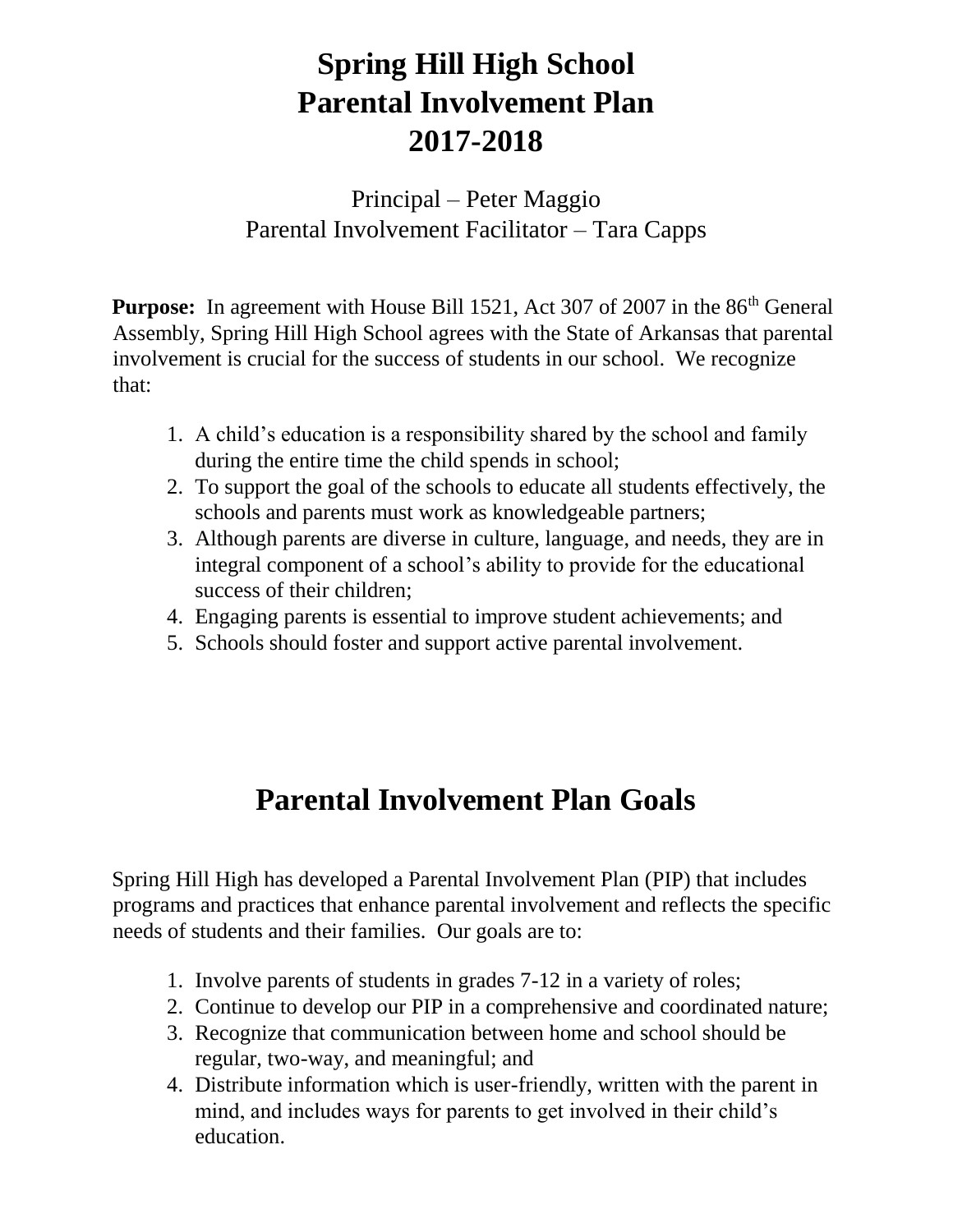# Spring Hill High School
# Parental Involvement Plan
# 2017-2018

Principal – Peter Maggio
Parental Involvement Facilitator – Tara Capps

**Purpose:** In agreement with House Bill 1521, Act 307 of 2007 in the 86th General Assembly, Spring Hill High School agrees with the State of Arkansas that parental involvement is crucial for the success of students in our school. We recognize that:

1. A child's education is a responsibility shared by the school and family during the entire time the child spends in school;
2. To support the goal of the schools to educate all students effectively, the schools and parents must work as knowledgeable partners;
3. Although parents are diverse in culture, language, and needs, they are in integral component of a school's ability to provide for the educational success of their children;
4. Engaging parents is essential to improve student achievements; and
5. Schools should foster and support active parental involvement.

# Parental Involvement Plan Goals

Spring Hill High has developed a Parental Involvement Plan (PIP) that includes programs and practices that enhance parental involvement and reflects the specific needs of students and their families. Our goals are to:

1. Involve parents of students in grades 7-12 in a variety of roles;
2. Continue to develop our PIP in a comprehensive and coordinated nature;
3. Recognize that communication between home and school should be regular, two-way, and meaningful; and
4. Distribute information which is user-friendly, written with the parent in mind, and includes ways for parents to get involved in their child's education.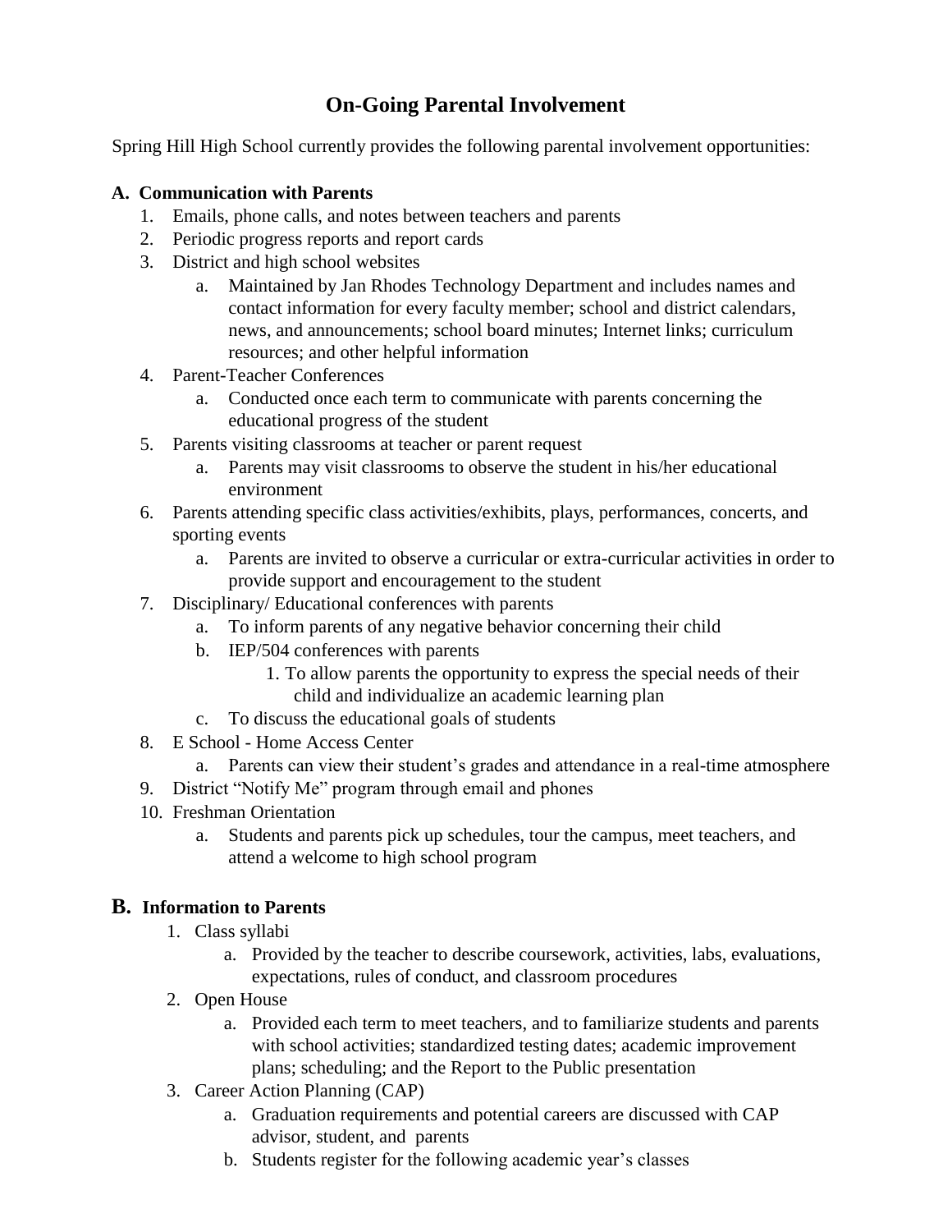# On-Going Parental Involvement

Spring Hill High School currently provides the following parental involvement opportunities:

### A. Communication with Parents

1. Emails, phone calls, and notes between teachers and parents
2. Periodic progress reports and report cards
3. District and high school websites
    a. Maintained by Jan Rhodes Technology Department and includes names and contact information for every faculty member; school and district calendars, news, and announcements; school board minutes; Internet links; curriculum resources; and other helpful information
4. Parent-Teacher Conferences
    a. Conducted once each term to communicate with parents concerning the educational progress of the student
5. Parents visiting classrooms at teacher or parent request
    a. Parents may visit classrooms to observe the student in his/her educational environment
6. Parents attending specific class activities/exhibits, plays, performances, concerts, and sporting events
    a. Parents are invited to observe a curricular or extra-curricular activities in order to provide support and encouragement to the student
7. Disciplinary/ Educational conferences with parents
    a. To inform parents of any negative behavior concerning their child
    b. IEP/504 conferences with parents
        1. To allow parents the opportunity to express the special needs of their child and individualize an academic learning plan
    c. To discuss the educational goals of students
8. E School - Home Access Center
    a. Parents can view their student's grades and attendance in a real-time atmosphere
9. District "Notify Me" program through email and phones
10. Freshman Orientation
    a. Students and parents pick up schedules, tour the campus, meet teachers, and attend a welcome to high school program

### B. Information to Parents

1. Class syllabi
    a. Provided by the teacher to describe coursework, activities, labs, evaluations, expectations, rules of conduct, and classroom procedures
2. Open House
    a. Provided each term to meet teachers, and to familiarize students and parents with school activities; standardized testing dates; academic improvement plans; scheduling; and the Report to the Public presentation
3. Career Action Planning (CAP)
    a. Graduation requirements and potential careers are discussed with CAP advisor, student, and parents
    b. Students register for the following academic year's classes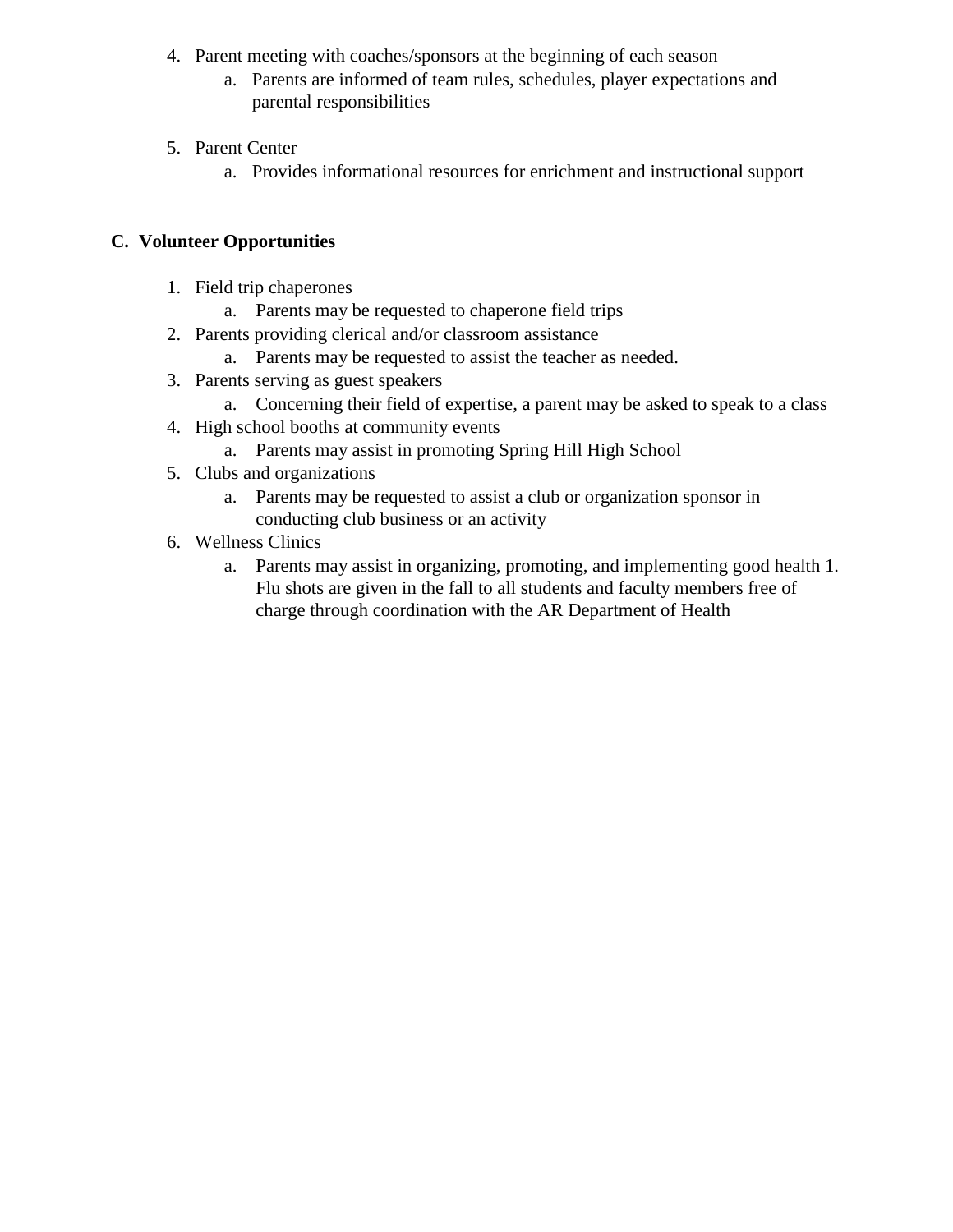4. Parent meeting with coaches/sponsors at the beginning of each season
    a. Parents are informed of team rules, schedules, player expectations and parental responsibilities

5. Parent Center
    a. Provides informational resources for enrichment and instructional support

## C. Volunteer Opportunities

1. Field trip chaperones
    a. Parents may be requested to chaperone field trips
2. Parents providing clerical and/or classroom assistance
    a. Parents may be requested to assist the teacher as needed.
3. Parents serving as guest speakers
    a. Concerning their field of expertise, a parent may be asked to speak to a class
4. High school booths at community events
    a. Parents may assist in promoting Spring Hill High School
5. Clubs and organizations
    a. Parents may be requested to assist a club or organization sponsor in conducting club business or an activity
6. Wellness Clinics
    a. Parents may assist in organizing, promoting, and implementing good health 1. Flu shots are given in the fall to all students and faculty members free of charge through coordination with the AR Department of Health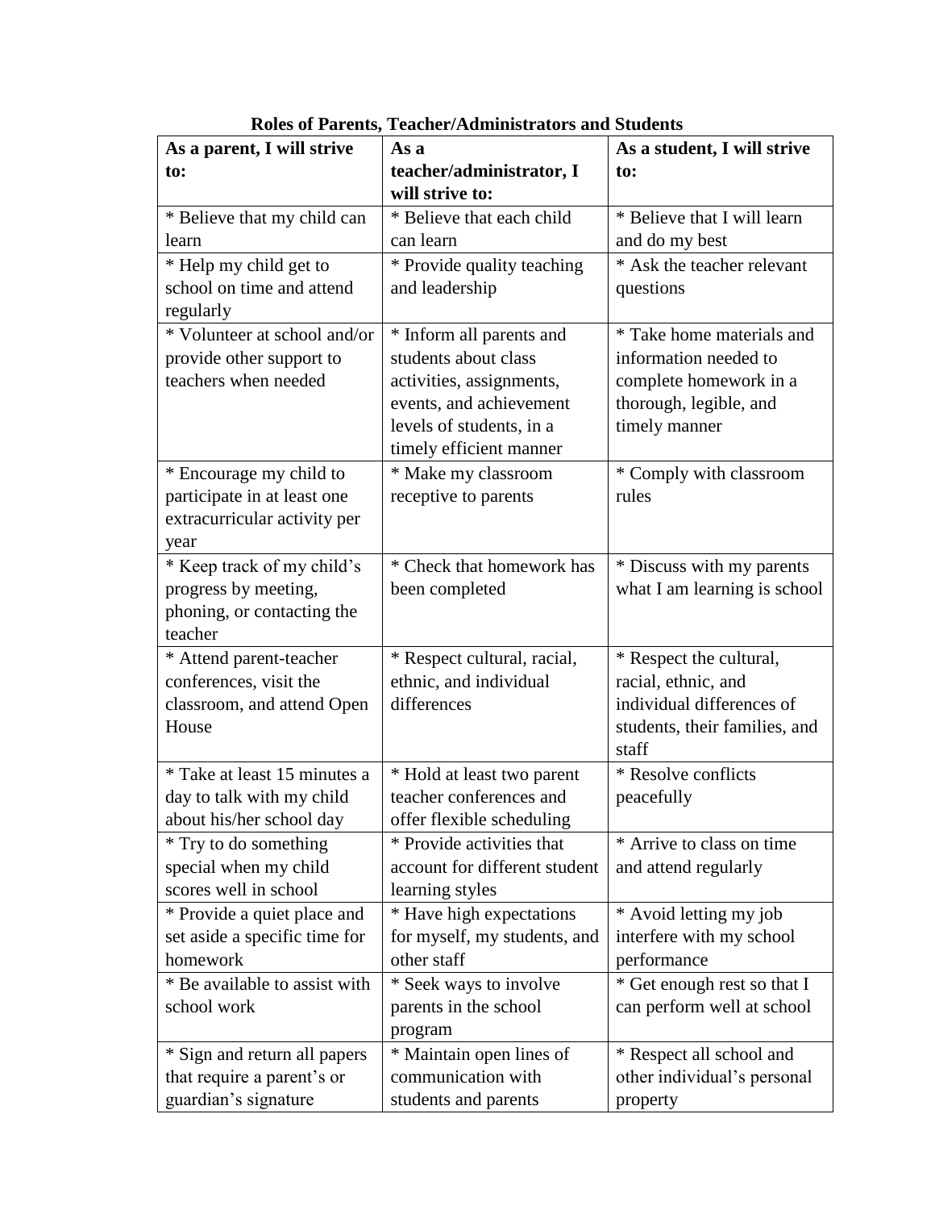**Roles of Parents, Teacher/Administrators and Students**

| As a parent, I will strive to: | As a teacher/administrator, I will strive to: | As a student, I will strive to: |
|---|---|---|
| * Believe that my child can learn | * Believe that each child can learn | * Believe that I will learn and do my best |
| * Help my child get to school on time and attend regularly | * Provide quality teaching and leadership | * Ask the teacher relevant questions |
| * Volunteer at school and/or provide other support to teachers when needed | * Inform all parents and students about class activities, assignments, events, and achievement levels of students, in a timely efficient manner | * Take home materials and information needed to complete homework in a thorough, legible, and timely manner |
| * Encourage my child to participate in at least one extracurricular activity per year | * Make my classroom receptive to parents | * Comply with classroom rules |
| * Keep track of my child's progress by meeting, phoning, or contacting the teacher | * Check that homework has been completed | * Discuss with my parents what I am learning is school |
| * Attend parent-teacher conferences, visit the classroom, and attend Open House | * Respect cultural, racial, ethnic, and individual differences | * Respect the cultural, racial, ethnic, and individual differences of students, their families, and staff |
| * Take at least 15 minutes a day to talk with my child about his/her school day | * Hold at least two parent teacher conferences and offer flexible scheduling | * Resolve conflicts peacefully |
| * Try to do something special when my child scores well in school | * Provide activities that account for different student learning styles | * Arrive to class on time and attend regularly |
| * Provide a quiet place and set aside a specific time for homework | * Have high expectations for myself, my students, and other staff | * Avoid letting my job interfere with my school performance |
| * Be available to assist with school work | * Seek ways to involve parents in the school program | * Get enough rest so that I can perform well at school |
| * Sign and return all papers that require a parent's or guardian's signature | * Maintain open lines of communication with students and parents | * Respect all school and other individual's personal property |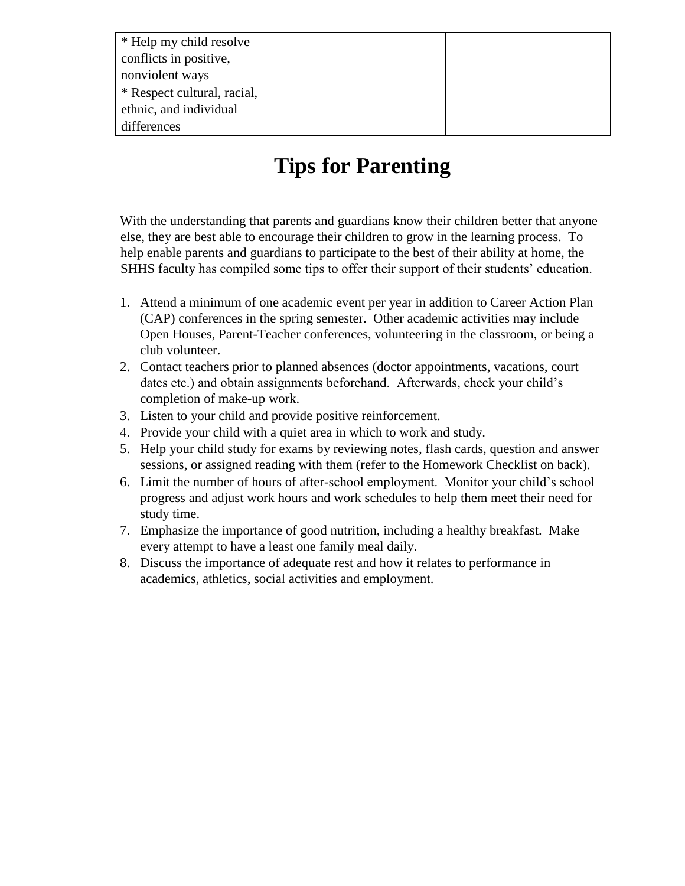| * Help my child resolve conflicts in positive, nonviolent ways | | |
| --- | --- | --- |
| * Respect cultural, racial, ethnic, and individual differences | | |

# Tips for Parenting

With the understanding that parents and guardians know their children better that anyone else, they are best able to encourage their children to grow in the learning process. To help enable parents and guardians to participate to the best of their ability at home, the SHHS faculty has compiled some tips to offer their support of their students' education.

1. Attend a minimum of one academic event per year in addition to Career Action Plan (CAP) conferences in the spring semester. Other academic activities may include Open Houses, Parent-Teacher conferences, volunteering in the classroom, or being a club volunteer.
2. Contact teachers prior to planned absences (doctor appointments, vacations, court dates etc.) and obtain assignments beforehand. Afterwards, check your child's completion of make-up work.
3. Listen to your child and provide positive reinforcement.
4. Provide your child with a quiet area in which to work and study.
5. Help your child study for exams by reviewing notes, flash cards, question and answer sessions, or assigned reading with them (refer to the Homework Checklist on back).
6. Limit the number of hours of after-school employment. Monitor your child's school progress and adjust work hours and work schedules to help them meet their need for study time.
7. Emphasize the importance of good nutrition, including a healthy breakfast. Make every attempt to have a least one family meal daily.
8. Discuss the importance of adequate rest and how it relates to performance in academics, athletics, social activities and employment.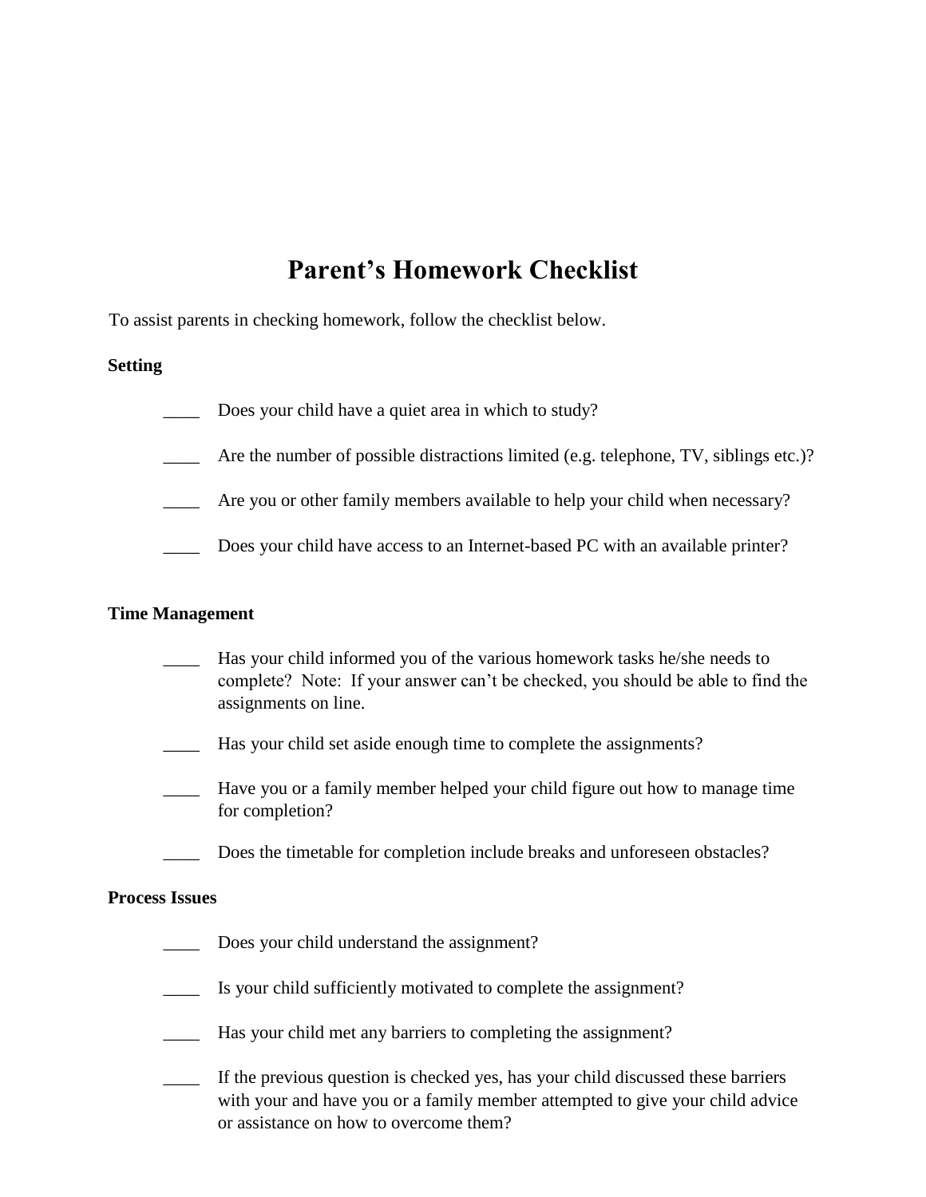# Parent's Homework Checklist

To assist parents in checking homework, follow the checklist below.

**Setting**

____ Does your child have a quiet area in which to study?

____ Are the number of possible distractions limited (e.g. telephone, TV, siblings etc.)?

____ Are you or other family members available to help your child when necessary?

____ Does your child have access to an Internet-based PC with an available printer?

**Time Management**

____ Has your child informed you of the various homework tasks he/she needs to complete? Note: If your answer can't be checked, you should be able to find the assignments on line.

____ Has your child set aside enough time to complete the assignments?

____ Have you or a family member helped your child figure out how to manage time for completion?

____ Does the timetable for completion include breaks and unforeseen obstacles?

**Process Issues**

____ Does your child understand the assignment?

____ Is your child sufficiently motivated to complete the assignment?

____ Has your child met any barriers to completing the assignment?

____ If the previous question is checked yes, has your child discussed these barriers with your and have you or a family member attempted to give your child advice or assistance on how to overcome them?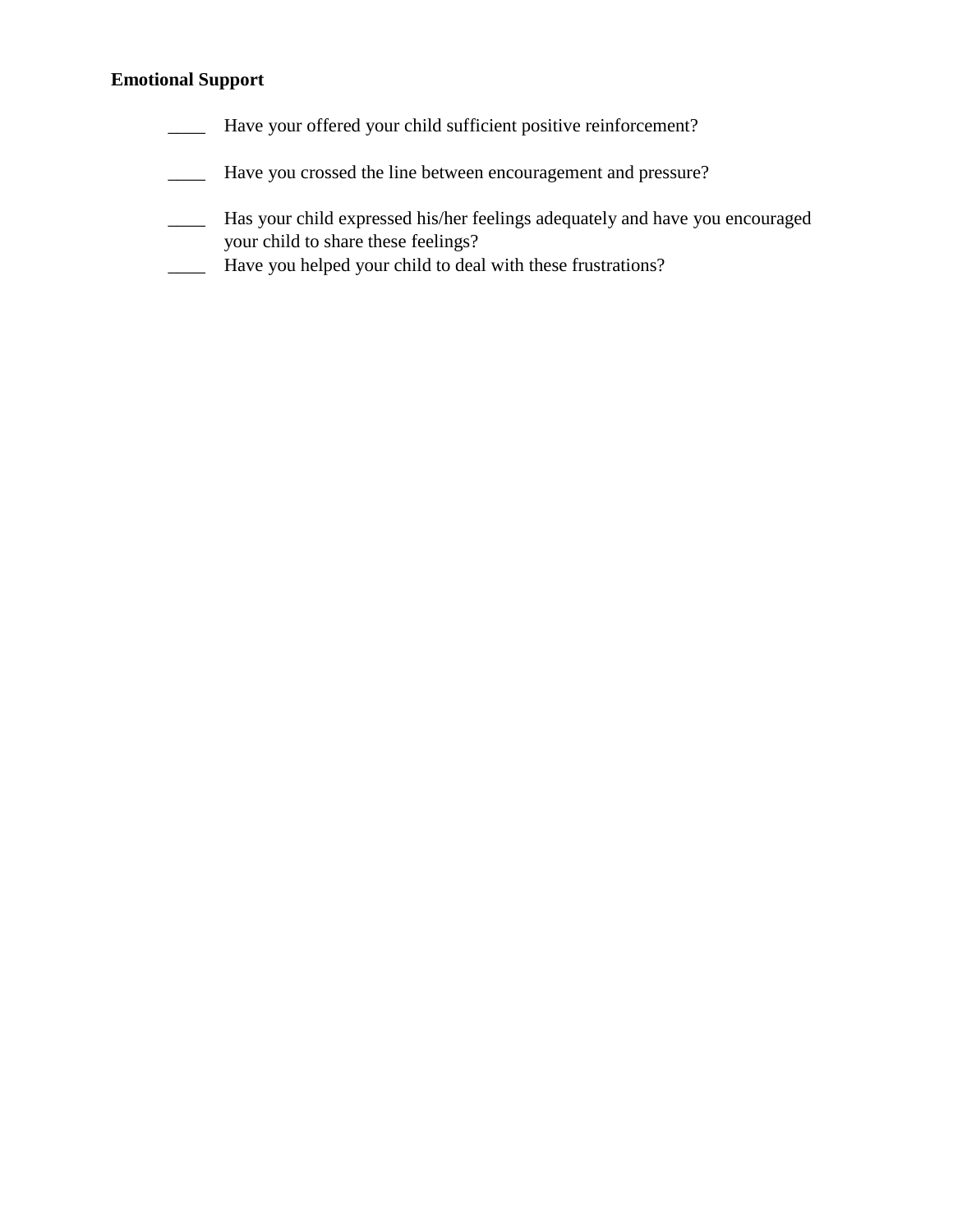**Emotional Support**

____ Have your offered your child sufficient positive reinforcement?

____ Have you crossed the line between encouragement and pressure?

____ Has your child expressed his/her feelings adequately and have you encouraged your child to share these feelings?

____ Have you helped your child to deal with these frustrations?